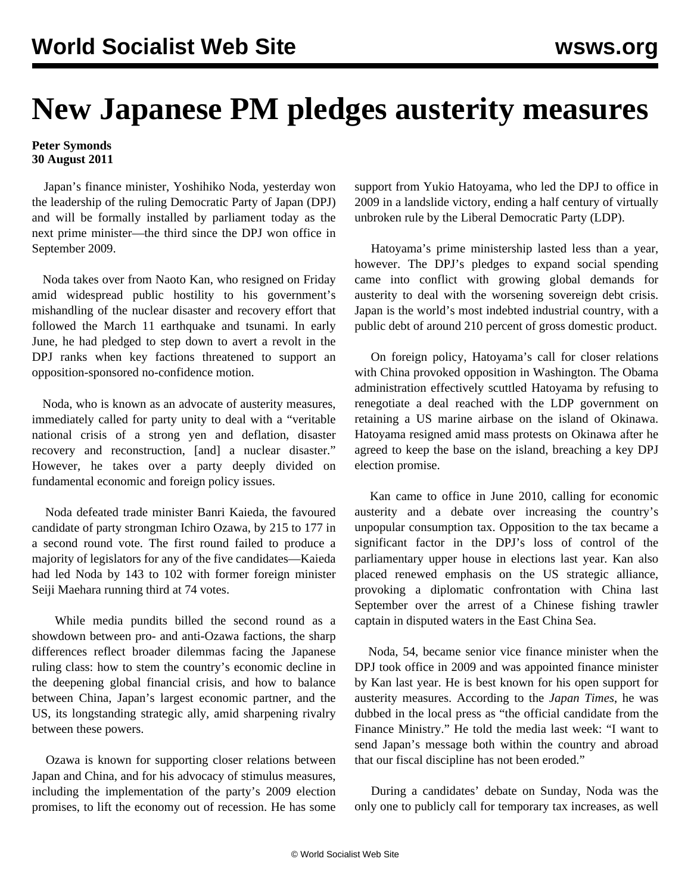# New Japanese PM pledges austerity measures

**Peter Symonds**
**30 August 2011**

Japan's finance minister, Yoshihiko Noda, yesterday won the leadership of the ruling Democratic Party of Japan (DPJ) and will be formally installed by parliament today as the next prime minister—the third since the DPJ won office in September 2009.

Noda takes over from Naoto Kan, who resigned on Friday amid widespread public hostility to his government's mishandling of the nuclear disaster and recovery effort that followed the March 11 earthquake and tsunami. In early June, he had pledged to step down to avert a revolt in the DPJ ranks when key factions threatened to support an opposition-sponsored no-confidence motion.

Noda, who is known as an advocate of austerity measures, immediately called for party unity to deal with a "veritable national crisis of a strong yen and deflation, disaster recovery and reconstruction, [and] a nuclear disaster." However, he takes over a party deeply divided on fundamental economic and foreign policy issues.

Noda defeated trade minister Banri Kaieda, the favoured candidate of party strongman Ichiro Ozawa, by 215 to 177 in a second round vote. The first round failed to produce a majority of legislators for any of the five candidates—Kaieda had led Noda by 143 to 102 with former foreign minister Seiji Maehara running third at 74 votes.

While media pundits billed the second round as a showdown between pro- and anti-Ozawa factions, the sharp differences reflect broader dilemmas facing the Japanese ruling class: how to stem the country's economic decline in the deepening global financial crisis, and how to balance between China, Japan's largest economic partner, and the US, its longstanding strategic ally, amid sharpening rivalry between these powers.

Ozawa is known for supporting closer relations between Japan and China, and for his advocacy of stimulus measures, including the implementation of the party's 2009 election promises, to lift the economy out of recession. He has some support from Yukio Hatoyama, who led the DPJ to office in 2009 in a landslide victory, ending a half century of virtually unbroken rule by the Liberal Democratic Party (LDP).

Hatoyama's prime ministership lasted less than a year, however. The DPJ's pledges to expand social spending came into conflict with growing global demands for austerity to deal with the worsening sovereign debt crisis. Japan is the world's most indebted industrial country, with a public debt of around 210 percent of gross domestic product.

On foreign policy, Hatoyama's call for closer relations with China provoked opposition in Washington. The Obama administration effectively scuttled Hatoyama by refusing to renegotiate a deal reached with the LDP government on retaining a US marine airbase on the island of Okinawa. Hatoyama resigned amid mass protests on Okinawa after he agreed to keep the base on the island, breaching a key DPJ election promise.

Kan came to office in June 2010, calling for economic austerity and a debate over increasing the country's unpopular consumption tax. Opposition to the tax became a significant factor in the DPJ's loss of control of the parliamentary upper house in elections last year. Kan also placed renewed emphasis on the US strategic alliance, provoking a diplomatic confrontation with China last September over the arrest of a Chinese fishing trawler captain in disputed waters in the East China Sea.

Noda, 54, became senior vice finance minister when the DPJ took office in 2009 and was appointed finance minister by Kan last year. He is best known for his open support for austerity measures. According to the *Japan Times*, he was dubbed in the local press as "the official candidate from the Finance Ministry." He told the media last week: "I want to send Japan's message both within the country and abroad that our fiscal discipline has not been eroded."

During a candidates' debate on Sunday, Noda was the only one to publicly call for temporary tax increases, as well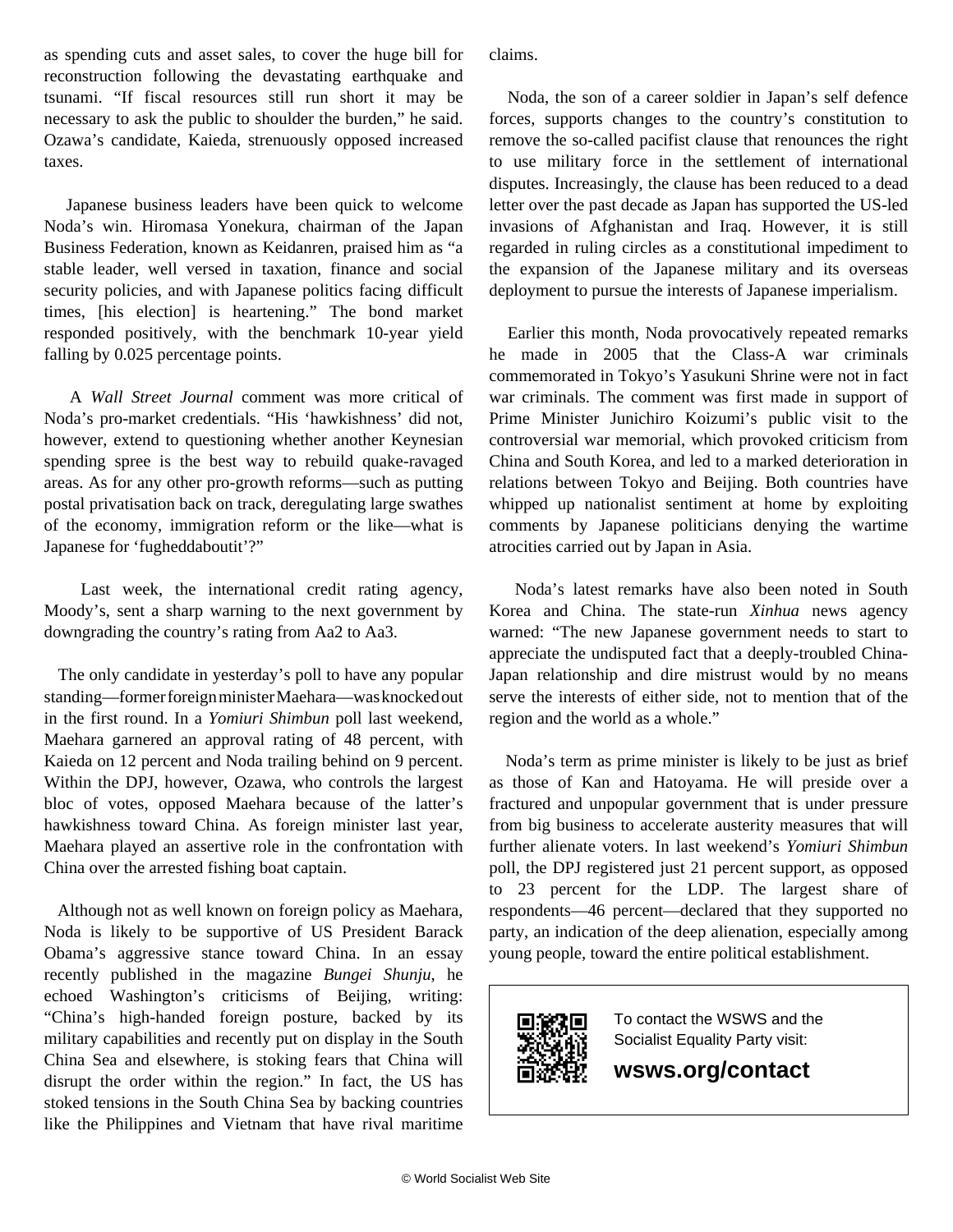as spending cuts and asset sales, to cover the huge bill for reconstruction following the devastating earthquake and tsunami. "If fiscal resources still run short it may be necessary to ask the public to shoulder the burden," he said. Ozawa's candidate, Kaieda, strenuously opposed increased taxes.

Japanese business leaders have been quick to welcome Noda's win. Hiromasa Yonekura, chairman of the Japan Business Federation, known as Keidanren, praised him as "a stable leader, well versed in taxation, finance and social security policies, and with Japanese politics facing difficult times, [his election] is heartening." The bond market responded positively, with the benchmark 10-year yield falling by 0.025 percentage points.

A *Wall Street Journal* comment was more critical of Noda's pro-market credentials. "His 'hawkishness' did not, however, extend to questioning whether another Keynesian spending spree is the best way to rebuild quake-ravaged areas. As for any other pro-growth reforms—such as putting postal privatisation back on track, deregulating large swathes of the economy, immigration reform or the like—what is Japanese for 'fugheddaboutit'?"

Last week, the international credit rating agency, Moody's, sent a sharp warning to the next government by downgrading the country's rating from Aa2 to Aa3.

The only candidate in yesterday's poll to have any popular standing—former foreign minister Maehara—was knocked out in the first round. In a *Yomiuri Shimbun* poll last weekend, Maehara garnered an approval rating of 48 percent, with Kaieda on 12 percent and Noda trailing behind on 9 percent. Within the DPJ, however, Ozawa, who controls the largest bloc of votes, opposed Maehara because of the latter's hawkishness toward China. As foreign minister last year, Maehara played an assertive role in the confrontation with China over the arrested fishing boat captain.

Although not as well known on foreign policy as Maehara, Noda is likely to be supportive of US President Barack Obama's aggressive stance toward China. In an essay recently published in the magazine *Bungei Shunju*, he echoed Washington's criticisms of Beijing, writing: "China's high-handed foreign posture, backed by its military capabilities and recently put on display in the South China Sea and elsewhere, is stoking fears that China will disrupt the order within the region." In fact, the US has stoked tensions in the South China Sea by backing countries like the Philippines and Vietnam that have rival maritime claims.

Noda, the son of a career soldier in Japan's self defence forces, supports changes to the country's constitution to remove the so-called pacifist clause that renounces the right to use military force in the settlement of international disputes. Increasingly, the clause has been reduced to a dead letter over the past decade as Japan has supported the US-led invasions of Afghanistan and Iraq. However, it is still regarded in ruling circles as a constitutional impediment to the expansion of the Japanese military and its overseas deployment to pursue the interests of Japanese imperialism.

Earlier this month, Noda provocatively repeated remarks he made in 2005 that the Class-A war criminals commemorated in Tokyo's Yasukuni Shrine were not in fact war criminals. The comment was first made in support of Prime Minister Junichiro Koizumi's public visit to the controversial war memorial, which provoked criticism from China and South Korea, and led to a marked deterioration in relations between Tokyo and Beijing. Both countries have whipped up nationalist sentiment at home by exploiting comments by Japanese politicians denying the wartime atrocities carried out by Japan in Asia.

Noda's latest remarks have also been noted in South Korea and China. The state-run *Xinhua* news agency warned: "The new Japanese government needs to start to appreciate the undisputed fact that a deeply-troubled China-Japan relationship and dire mistrust would by no means serve the interests of either side, not to mention that of the region and the world as a whole."

Noda's term as prime minister is likely to be just as brief as those of Kan and Hatoyama. He will preside over a fractured and unpopular government that is under pressure from big business to accelerate austerity measures that will further alienate voters. In last weekend's *Yomiuri Shimbun* poll, the DPJ registered just 21 percent support, as opposed to 23 percent for the LDP. The largest share of respondents—46 percent—declared that they supported no party, an indication of the deep alienation, especially among young people, toward the entire political establishment.

To contact the WSWS and the Socialist Equality Party visit:

**wsws.org/contact**